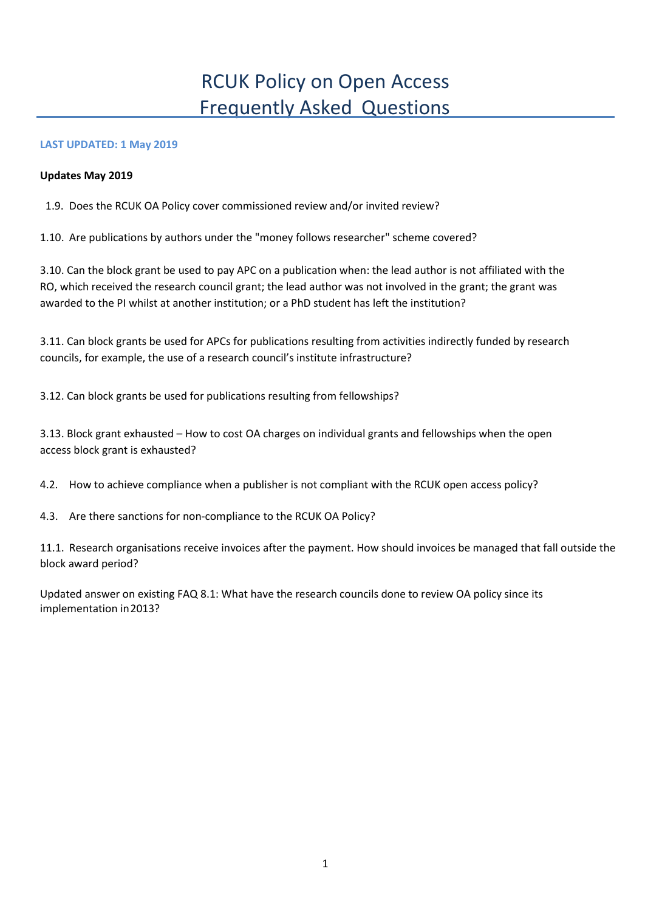# RCUK Policy on Open Access Frequently Asked Questions

**LAST UPDATED: 1 May 2019**

**Updates May 2019**

1.9. Does the RCUK OA Policy cover commissioned review and/or invited review?

1.10. Are publications by authors under the "money follows researcher" scheme covered?

3.10. Can the block grant be used to pay APC on a publication when: the lead author is not affiliated with the RO, which received the research council grant; the lead author was not involved in the grant; the grant was awarded to the PI whilst at another institution; or a PhD student has left the institution?

3.11. Can block grants be used for APCs for publications resulting from activities indirectly funded by research councils, for example, the use of a research council's institute infrastructure?

3.12. Can block grants be used for publications resulting from fellowships?

3.13. Block grant exhausted – How to cost OA charges on individual grants and fellowships when the open access block grant is exhausted?

4.2. How to achieve compliance when a publisher is not compliant with the RCUK open access policy?

4.3. Are there sanctions for non-compliance to the RCUK OA Policy?

11.1. Research organisations receive invoices after the payment. How should invoices be managed that fall outside the block award period?

Updated answer on existing FAQ 8.1: What have the research councils done to review OA policy since its implementation in 2013?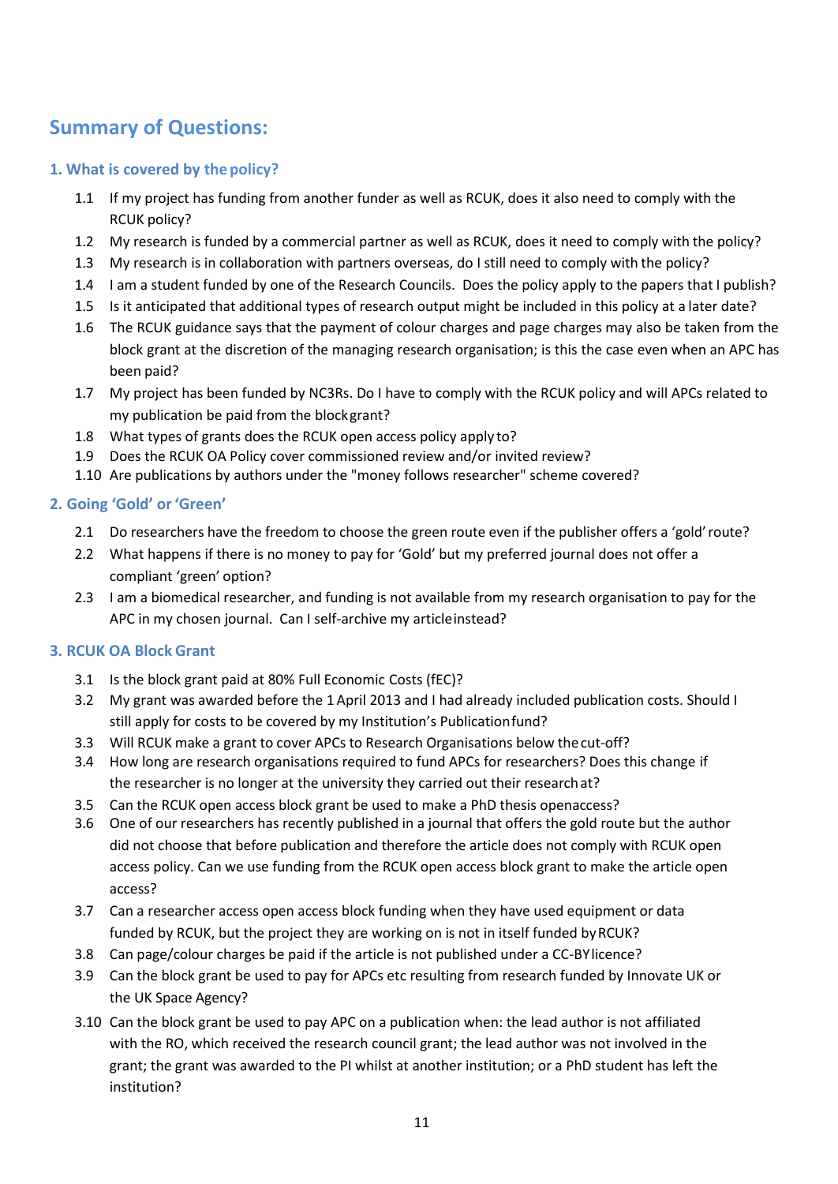## Summary of Questions:

### 1. What is covered by the policy?

- 1.1 If my project has funding from another funder as well as RCUK, does it also need to comply with the RCUK policy?
- 1.2 My research is funded by a commercial partner as well as RCUK, does it need to comply with the policy?
- 1.3 My research is in collaboration with partners overseas, do I still need to comply with the policy?
- 1.4 I am a student funded by one of the Research Councils. Does the policy apply to the papers that I publish?
- 1.5 Is it anticipated that additional types of research output might be included in this policy at a later date?
- 1.6 The RCUK guidance says that the payment of colour charges and page charges may also be taken from the block grant at the discretion of the managing research organisation; is this the case even when an APC has been paid?
- 1.7 My project has been funded by NC3Rs. Do I have to comply with the RCUK policy and will APCs related to my publication be paid from the block grant?
- 1.8 What types of grants does the RCUK open access policy apply to?
- 1.9 Does the RCUK OA Policy cover commissioned review and/or invited review?
- 1.10 Are publications by authors under the "money follows researcher" scheme covered?

### 2. Going 'Gold' or 'Green'

- 2.1 Do researchers have the freedom to choose the green route even if the publisher offers a 'gold' route?
- 2.2 What happens if there is no money to pay for 'Gold' but my preferred journal does not offer a compliant 'green' option?
- 2.3 I am a biomedical researcher, and funding is not available from my research organisation to pay for the APC in my chosen journal. Can I self-archive my article instead?

### 3. RCUK OA Block Grant

- 3.1 Is the block grant paid at 80% Full Economic Costs (fEC)?
- 3.2 My grant was awarded before the 1 April 2013 and I had already included publication costs. Should I still apply for costs to be covered by my Institution's Publication fund?
- 3.3 Will RCUK make a grant to cover APCs to Research Organisations below the cut-off?
- 3.4 How long are research organisations required to fund APCs for researchers? Does this change if the researcher is no longer at the university they carried out their research at?
- 3.5 Can the RCUK open access block grant be used to make a PhD thesis open access?
- 3.6 One of our researchers has recently published in a journal that offers the gold route but the author did not choose that before publication and therefore the article does not comply with RCUK open access policy. Can we use funding from the RCUK open access block grant to make the article open access?
- 3.7 Can a researcher access open access block funding when they have used equipment or data funded by RCUK, but the project they are working on is not in itself funded by RCUK?
- 3.8 Can page/colour charges be paid if the article is not published under a CC-BY licence?
- 3.9 Can the block grant be used to pay for APCs etc resulting from research funded by Innovate UK or the UK Space Agency?
- 3.10 Can the block grant be used to pay APC on a publication when: the lead author is not affiliated with the RO, which received the research council grant; the lead author was not involved in the grant; the grant was awarded to the PI whilst at another institution; or a PhD student has left the institution?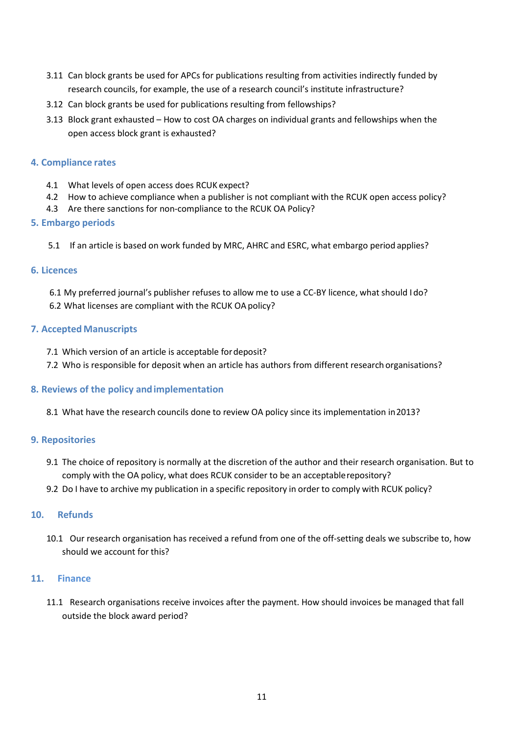3.11 Can block grants be used for APCs for publications resulting from activities indirectly funded by research councils, for example, the use of a research council's institute infrastructure?

3.12 Can block grants be used for publications resulting from fellowships?

3.13 Block grant exhausted – How to cost OA charges on individual grants and fellowships when the open access block grant is exhausted?

## 4. Compliance rates

4.1 What levels of open access does RCUK expect?

4.2 How to achieve compliance when a publisher is not compliant with the RCUK open access policy?

4.3 Are there sanctions for non-compliance to the RCUK OA Policy?

## 5. Embargo periods

5.1 If an article is based on work funded by MRC, AHRC and ESRC, what embargo period applies?

## 6. Licences

6.1 My preferred journal's publisher refuses to allow me to use a CC-BY licence, what should I do?

6.2 What licenses are compliant with the RCUK OA policy?

## 7. Accepted Manuscripts

7.1 Which version of an article is acceptable for deposit?

7.2 Who is responsible for deposit when an article has authors from different research organisations?

## 8. Reviews of the policy and implementation

8.1 What have the research councils done to review OA policy since its implementation in 2013?

## 9. Repositories

9.1 The choice of repository is normally at the discretion of the author and their research organisation. But to comply with the OA policy, what does RCUK consider to be an acceptable repository?

9.2 Do I have to archive my publication in a specific repository in order to comply with RCUK policy?

## 10. Refunds

10.1 Our research organisation has received a refund from one of the off-setting deals we subscribe to, how should we account for this?

## 11. Finance

11.1 Research organisations receive invoices after the payment. How should invoices be managed that fall outside the block award period?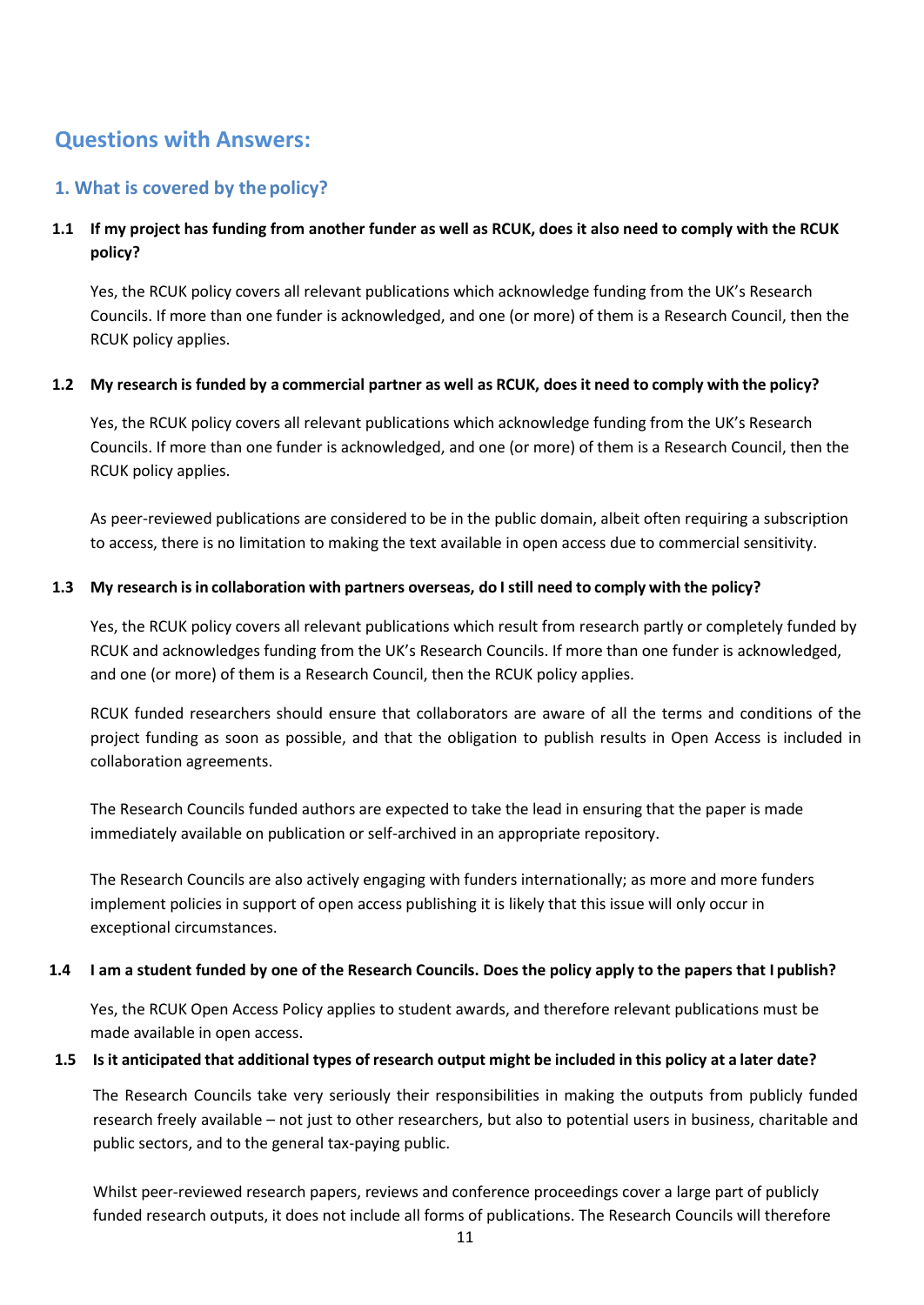## Questions with Answers:

### 1. What is covered by the policy?

**1.1 If my project has funding from another funder as well as RCUK, does it also need to comply with the RCUK policy?**

Yes, the RCUK policy covers all relevant publications which acknowledge funding from the UK's Research Councils. If more than one funder is acknowledged, and one (or more) of them is a Research Council, then the RCUK policy applies.

**1.2 My research is funded by a commercial partner as well as RCUK, does it need to comply with the policy?**

Yes, the RCUK policy covers all relevant publications which acknowledge funding from the UK's Research Councils. If more than one funder is acknowledged, and one (or more) of them is a Research Council, then the RCUK policy applies.

As peer-reviewed publications are considered to be in the public domain, albeit often requiring a subscription to access, there is no limitation to making the text available in open access due to commercial sensitivity.

**1.3 My research is in collaboration with partners overseas, do I still need to comply with the policy?**

Yes, the RCUK policy covers all relevant publications which result from research partly or completely funded by RCUK and acknowledges funding from the UK's Research Councils. If more than one funder is acknowledged, and one (or more) of them is a Research Council, then the RCUK policy applies.

RCUK funded researchers should ensure that collaborators are aware of all the terms and conditions of the project funding as soon as possible, and that the obligation to publish results in Open Access is included in collaboration agreements.

The Research Councils funded authors are expected to take the lead in ensuring that the paper is made immediately available on publication or self-archived in an appropriate repository.

The Research Councils are also actively engaging with funders internationally; as more and more funders implement policies in support of open access publishing it is likely that this issue will only occur in exceptional circumstances.

**1.4 I am a student funded by one of the Research Councils. Does the policy apply to the papers that I publish?**

Yes, the RCUK Open Access Policy applies to student awards, and therefore relevant publications must be made available in open access.

**1.5 Is it anticipated that additional types of research output might be included in this policy at a later date?**

The Research Councils take very seriously their responsibilities in making the outputs from publicly funded research freely available – not just to other researchers, but also to potential users in business, charitable and public sectors, and to the general tax-paying public.

Whilst peer-reviewed research papers, reviews and conference proceedings cover a large part of publicly funded research outputs, it does not include all forms of publications. The Research Councils will therefore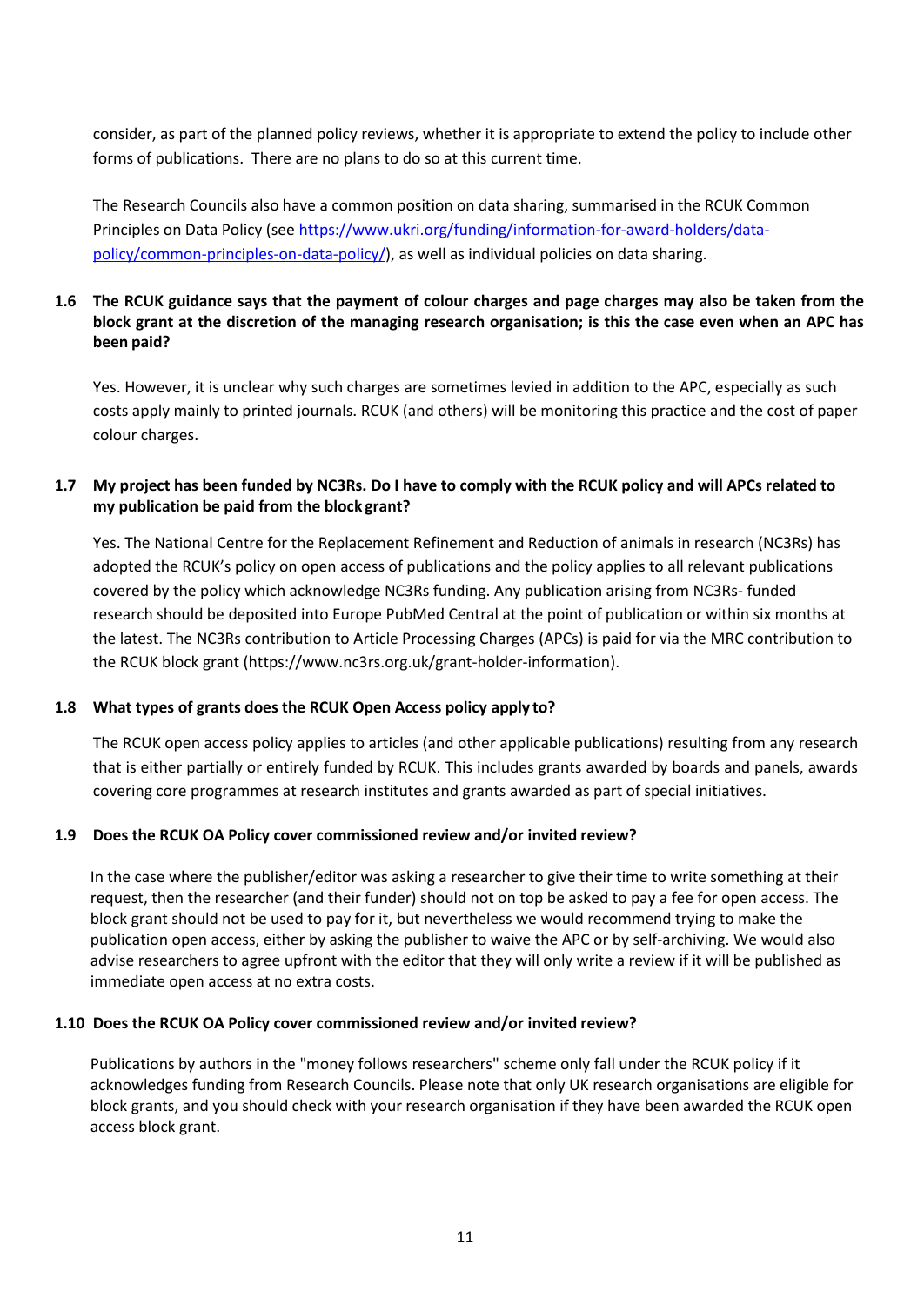consider, as part of the planned policy reviews, whether it is appropriate to extend the policy to include other forms of publications. There are no plans to do so at this current time.

The Research Councils also have a common position on data sharing, summarised in the RCUK Common Principles on Data Policy (see [https://www.ukri.org/funding/information-for-award-holders/data-policy/common-principles-on-data-policy/](https://www.ukri.org/funding/information-for-award-holders/data-policy/common-principles-on-data-policy/)), as well as individual policies on data sharing.

### 1.6 The RCUK guidance says that the payment of colour charges and page charges may also be taken from the block grant at the discretion of the managing research organisation; is this the case even when an APC has been paid?

Yes. However, it is unclear why such charges are sometimes levied in addition to the APC, especially as such costs apply mainly to printed journals. RCUK (and others) will be monitoring this practice and the cost of paper colour charges.

### 1.7 My project has been funded by NC3Rs. Do I have to comply with the RCUK policy and will APCs related to my publication be paid from the block grant?

Yes. The National Centre for the Replacement Refinement and Reduction of animals in research (NC3Rs) has adopted the RCUK's policy on open access of publications and the policy applies to all relevant publications covered by the policy which acknowledge NC3Rs funding. Any publication arising from NC3Rs- funded research should be deposited into Europe PubMed Central at the point of publication or within six months at the latest. The NC3Rs contribution to Article Processing Charges (APCs) is paid for via the MRC contribution to the RCUK block grant (https://www.nc3rs.org.uk/grant-holder-information).

### 1.8 What types of grants does the RCUK Open Access policy apply to?

The RCUK open access policy applies to articles (and other applicable publications) resulting from any research that is either partially or entirely funded by RCUK. This includes grants awarded by boards and panels, awards covering core programmes at research institutes and grants awarded as part of special initiatives.

### 1.9 Does the RCUK OA Policy cover commissioned review and/or invited review?

In the case where the publisher/editor was asking a researcher to give their time to write something at their request, then the researcher (and their funder) should not on top be asked to pay a fee for open access. The block grant should not be used to pay for it, but nevertheless we would recommend trying to make the publication open access, either by asking the publisher to waive the APC or by self-archiving. We would also advise researchers to agree upfront with the editor that they will only write a review if it will be published as immediate open access at no extra costs.

### 1.10 Does the RCUK OA Policy cover commissioned review and/or invited review?

Publications by authors in the "money follows researchers" scheme only fall under the RCUK policy if it acknowledges funding from Research Councils. Please note that only UK research organisations are eligible for block grants, and you should check with your research organisation if they have been awarded the RCUK open access block grant.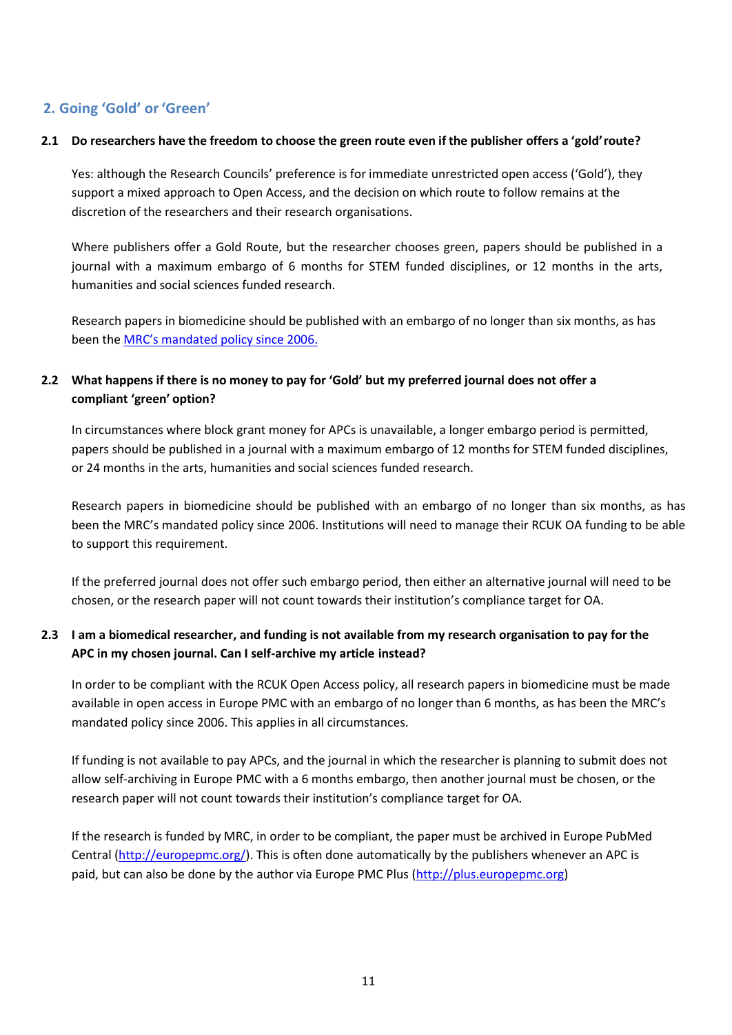## 2. Going 'Gold' or 'Green'

### 2.1 Do researchers have the freedom to choose the green route even if the publisher offers a 'gold' route?

Yes: although the Research Councils' preference is for immediate unrestricted open access ('Gold'), they support a mixed approach to Open Access, and the decision on which route to follow remains at the discretion of the researchers and their research organisations.

Where publishers offer a Gold Route, but the researcher chooses green, papers should be published in a journal with a maximum embargo of 6 months for STEM funded disciplines, or 12 months in the arts, humanities and social sciences funded research.

Research papers in biomedicine should be published with an embargo of no longer than six months, as has been the [MRC's mandated policy since 2006.]()

### 2.2 What happens if there is no money to pay for 'Gold' but my preferred journal does not offer a compliant 'green' option?

In circumstances where block grant money for APCs is unavailable, a longer embargo period is permitted, papers should be published in a journal with a maximum embargo of 12 months for STEM funded disciplines, or 24 months in the arts, humanities and social sciences funded research.

Research papers in biomedicine should be published with an embargo of no longer than six months, as has been the MRC's mandated policy since 2006. Institutions will need to manage their RCUK OA funding to be able to support this requirement.

If the preferred journal does not offer such embargo period, then either an alternative journal will need to be chosen, or the research paper will not count towards their institution's compliance target for OA.

### 2.3 I am a biomedical researcher, and funding is not available from my research organisation to pay for the APC in my chosen journal. Can I self-archive my article instead?

In order to be compliant with the RCUK Open Access policy, all research papers in biomedicine must be made available in open access in Europe PMC with an embargo of no longer than 6 months, as has been the MRC's mandated policy since 2006. This applies in all circumstances.

If funding is not available to pay APCs, and the journal in which the researcher is planning to submit does not allow self-archiving in Europe PMC with a 6 months embargo, then another journal must be chosen, or the research paper will not count towards their institution's compliance target for OA.

If the research is funded by MRC, in order to be compliant, the paper must be archived in Europe PubMed Central ([http://europepmc.org/](http://europepmc.org/)). This is often done automatically by the publishers whenever an APC is paid, but can also be done by the author via Europe PMC Plus ([http://plus.europepmc.org](http://plus.europepmc.org))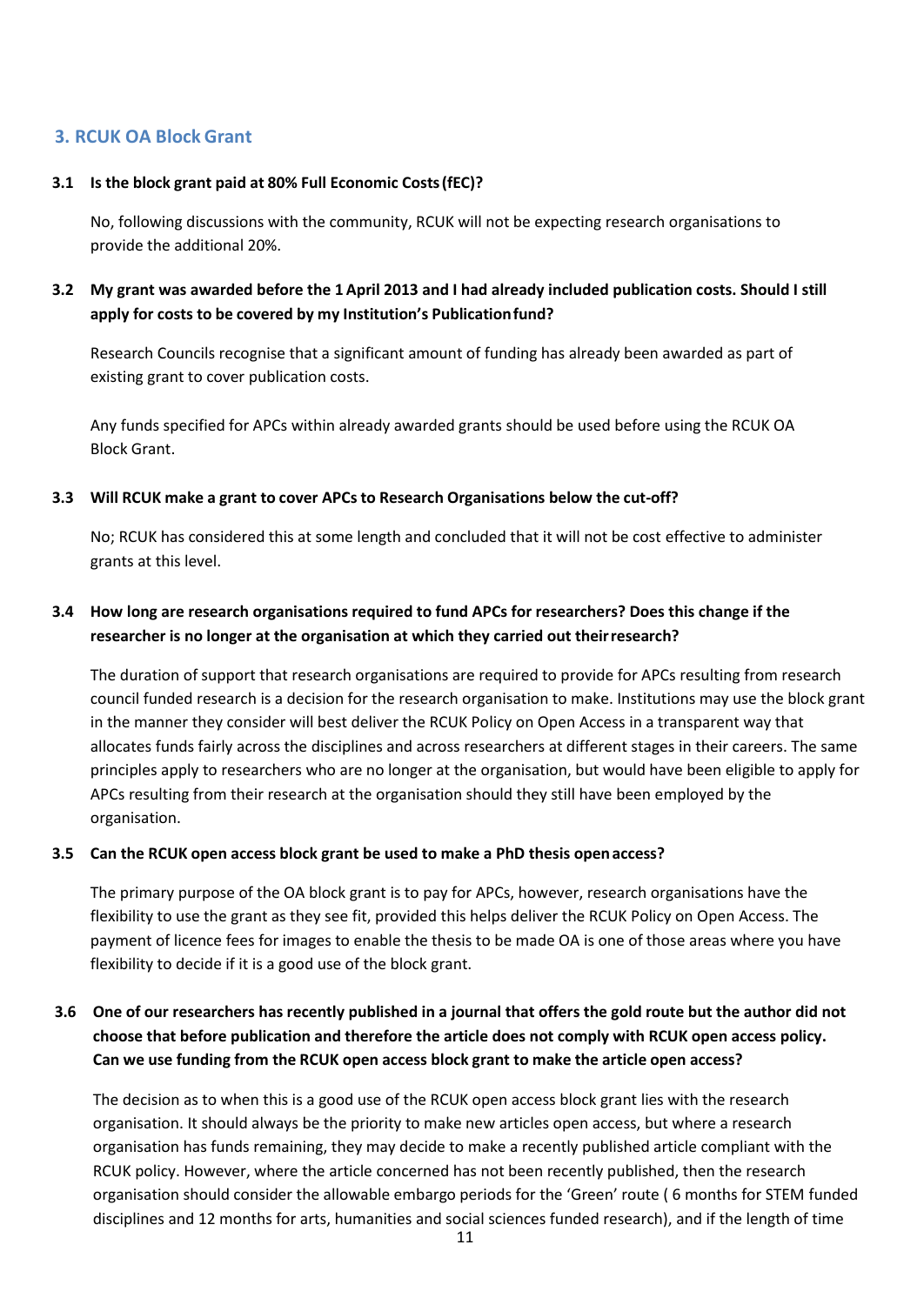## 3. RCUK OA Block Grant

### 3.1 Is the block grant paid at 80% Full Economic Costs (fEC)?

No, following discussions with the community, RCUK will not be expecting research organisations to provide the additional 20%.

### 3.2 My grant was awarded before the 1 April 2013 and I had already included publication costs. Should I still apply for costs to be covered by my Institution's Publication fund?

Research Councils recognise that a significant amount of funding has already been awarded as part of existing grant to cover publication costs.

Any funds specified for APCs within already awarded grants should be used before using the RCUK OA Block Grant.

### 3.3 Will RCUK make a grant to cover APCs to Research Organisations below the cut-off?

No; RCUK has considered this at some length and concluded that it will not be cost effective to administer grants at this level.

### 3.4 How long are research organisations required to fund APCs for researchers? Does this change if the researcher is no longer at the organisation at which they carried out their research?

The duration of support that research organisations are required to provide for APCs resulting from research council funded research is a decision for the research organisation to make. Institutions may use the block grant in the manner they consider will best deliver the RCUK Policy on Open Access in a transparent way that allocates funds fairly across the disciplines and across researchers at different stages in their careers. The same principles apply to researchers who are no longer at the organisation, but would have been eligible to apply for APCs resulting from their research at the organisation should they still have been employed by the organisation.

### 3.5 Can the RCUK open access block grant be used to make a PhD thesis open access?

The primary purpose of the OA block grant is to pay for APCs, however, research organisations have the flexibility to use the grant as they see fit, provided this helps deliver the RCUK Policy on Open Access. The payment of licence fees for images to enable the thesis to be made OA is one of those areas where you have flexibility to decide if it is a good use of the block grant.

### 3.6 One of our researchers has recently published in a journal that offers the gold route but the author did not choose that before publication and therefore the article does not comply with RCUK open access policy. Can we use funding from the RCUK open access block grant to make the article open access?

The decision as to when this is a good use of the RCUK open access block grant lies with the research organisation. It should always be the priority to make new articles open access, but where a research organisation has funds remaining, they may decide to make a recently published article compliant with the RCUK policy. However, where the article concerned has not been recently published, then the research organisation should consider the allowable embargo periods for the 'Green' route ( 6 months for STEM funded disciplines and 12 months for arts, humanities and social sciences funded research), and if the length of time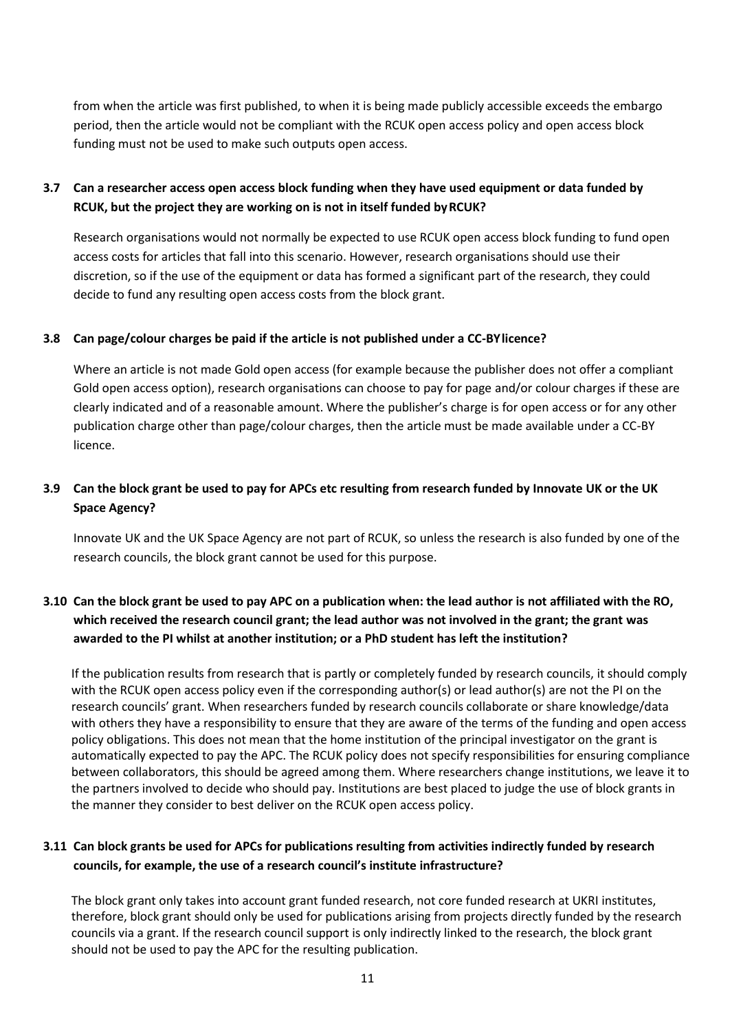from when the article was first published, to when it is being made publicly accessible exceeds the embargo period, then the article would not be compliant with the RCUK open access policy and open access block funding must not be used to make such outputs open access.

### 3.7 Can a researcher access open access block funding when they have used equipment or data funded by RCUK, but the project they are working on is not in itself funded by RCUK?

Research organisations would not normally be expected to use RCUK open access block funding to fund open access costs for articles that fall into this scenario. However, research organisations should use their discretion, so if the use of the equipment or data has formed a significant part of the research, they could decide to fund any resulting open access costs from the block grant.

### 3.8 Can page/colour charges be paid if the article is not published under a CC-BY licence?

Where an article is not made Gold open access (for example because the publisher does not offer a compliant Gold open access option), research organisations can choose to pay for page and/or colour charges if these are clearly indicated and of a reasonable amount. Where the publisher's charge is for open access or for any other publication charge other than page/colour charges, then the article must be made available under a CC-BY licence.

### 3.9 Can the block grant be used to pay for APCs etc resulting from research funded by Innovate UK or the UK Space Agency?

Innovate UK and the UK Space Agency are not part of RCUK, so unless the research is also funded by one of the research councils, the block grant cannot be used for this purpose.

### 3.10 Can the block grant be used to pay APC on a publication when: the lead author is not affiliated with the RO, which received the research council grant; the lead author was not involved in the grant; the grant was awarded to the PI whilst at another institution; or a PhD student has left the institution?

If the publication results from research that is partly or completely funded by research councils, it should comply with the RCUK open access policy even if the corresponding author(s) or lead author(s) are not the PI on the research councils' grant. When researchers funded by research councils collaborate or share knowledge/data with others they have a responsibility to ensure that they are aware of the terms of the funding and open access policy obligations. This does not mean that the home institution of the principal investigator on the grant is automatically expected to pay the APC. The RCUK policy does not specify responsibilities for ensuring compliance between collaborators, this should be agreed among them. Where researchers change institutions, we leave it to the partners involved to decide who should pay. Institutions are best placed to judge the use of block grants in the manner they consider to best deliver on the RCUK open access policy.

### 3.11 Can block grants be used for APCs for publications resulting from activities indirectly funded by research councils, for example, the use of a research council's institute infrastructure?

The block grant only takes into account grant funded research, not core funded research at UKRI institutes, therefore, block grant should only be used for publications arising from projects directly funded by the research councils via a grant. If the research council support is only indirectly linked to the research, the block grant should not be used to pay the APC for the resulting publication.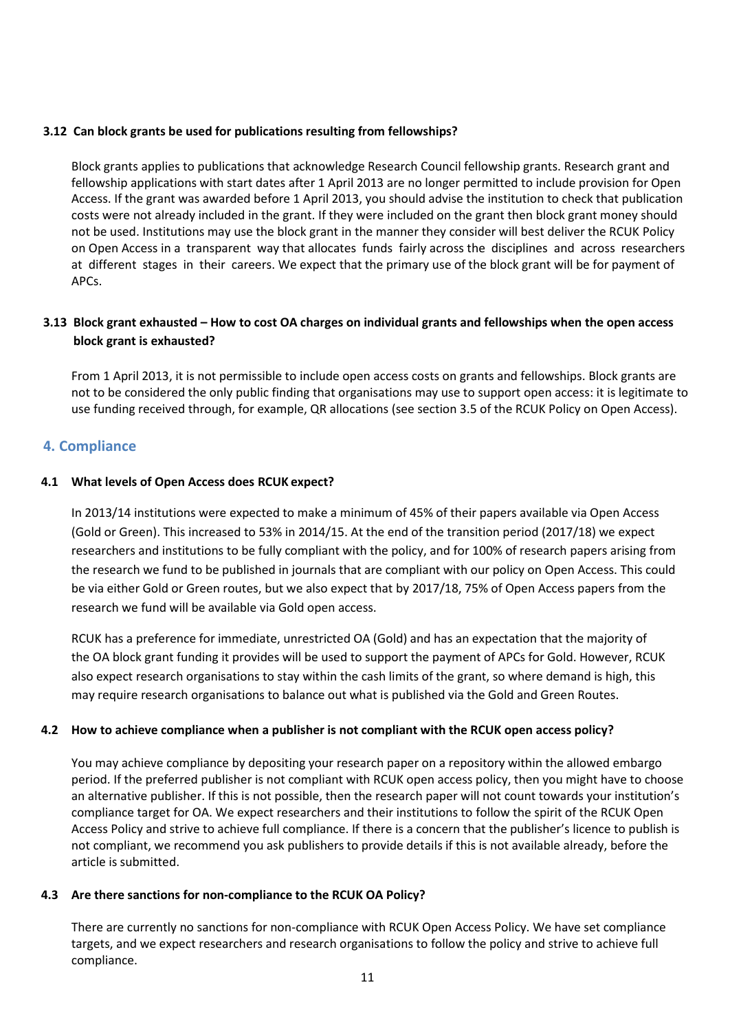### 3.12 Can block grants be used for publications resulting from fellowships?

Block grants applies to publications that acknowledge Research Council fellowship grants. Research grant and fellowship applications with start dates after 1 April 2013 are no longer permitted to include provision for Open Access. If the grant was awarded before 1 April 2013, you should advise the institution to check that publication costs were not already included in the grant. If they were included on the grant then block grant money should not be used. Institutions may use the block grant in the manner they consider will best deliver the RCUK Policy on Open Access in a transparent way that allocates funds fairly across the disciplines and across researchers at different stages in their careers. We expect that the primary use of the block grant will be for payment of APCs.

### 3.13 Block grant exhausted – How to cost OA charges on individual grants and fellowships when the open access block grant is exhausted?

From 1 April 2013, it is not permissible to include open access costs on grants and fellowships. Block grants are not to be considered the only public finding that organisations may use to support open access: it is legitimate to use funding received through, for example, QR allocations (see section 3.5 of the RCUK Policy on Open Access).

## 4. Compliance

### 4.1 What levels of Open Access does RCUK expect?

In 2013/14 institutions were expected to make a minimum of 45% of their papers available via Open Access (Gold or Green). This increased to 53% in 2014/15. At the end of the transition period (2017/18) we expect researchers and institutions to be fully compliant with the policy, and for 100% of research papers arising from the research we fund to be published in journals that are compliant with our policy on Open Access. This could be via either Gold or Green routes, but we also expect that by 2017/18, 75% of Open Access papers from the research we fund will be available via Gold open access.

RCUK has a preference for immediate, unrestricted OA (Gold) and has an expectation that the majority of the OA block grant funding it provides will be used to support the payment of APCs for Gold. However, RCUK also expect research organisations to stay within the cash limits of the grant, so where demand is high, this may require research organisations to balance out what is published via the Gold and Green Routes.

### 4.2 How to achieve compliance when a publisher is not compliant with the RCUK open access policy?

You may achieve compliance by depositing your research paper on a repository within the allowed embargo period. If the preferred publisher is not compliant with RCUK open access policy, then you might have to choose an alternative publisher. If this is not possible, then the research paper will not count towards your institution's compliance target for OA. We expect researchers and their institutions to follow the spirit of the RCUK Open Access Policy and strive to achieve full compliance. If there is a concern that the publisher's licence to publish is not compliant, we recommend you ask publishers to provide details if this is not available already, before the article is submitted.

### 4.3 Are there sanctions for non-compliance to the RCUK OA Policy?

There are currently no sanctions for non-compliance with RCUK Open Access Policy. We have set compliance targets, and we expect researchers and research organisations to follow the policy and strive to achieve full compliance.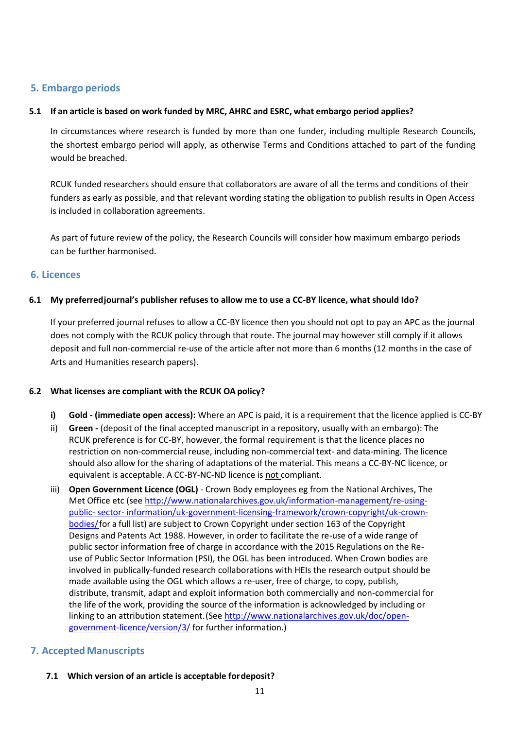## 5. Embargo periods

### 5.1 If an article is based on work funded by MRC, AHRC and ESRC, what embargo period applies?

In circumstances where research is funded by more than one funder, including multiple Research Councils, the shortest embargo period will apply, as otherwise Terms and Conditions attached to part of the funding would be breached.

RCUK funded researchers should ensure that collaborators are aware of all the terms and conditions of their funders as early as possible, and that relevant wording stating the obligation to publish results in Open Access is included in collaboration agreements.

As part of future review of the policy, the Research Councils will consider how maximum embargo periods can be further harmonised.

## 6. Licences

### 6.1 My preferredjournal's publisher refuses to allow me to use a CC-BY licence, what should Ido?

If your preferred journal refuses to allow a CC-BY licence then you should not opt to pay an APC as the journal does not comply with the RCUK policy through that route. The journal may however still comply if it allows deposit and full non-commercial re-use of the article after not more than 6 months (12 months in the case of Arts and Humanities research papers).

### 6.2 What licenses are compliant with the RCUK OA policy?

- **i) Gold - (immediate open access):** Where an APC is paid, it is a requirement that the licence applied is CC-BY
- ii) **Green -** (deposit of the final accepted manuscript in a repository, usually with an embargo): The RCUK preference is for CC-BY, however, the formal requirement is that the licence places no restriction on non-commercial reuse, including non-commercial text- and data-mining. The licence should also allow for the sharing of adaptations of the material. This means a CC-BY-NC licence, or equivalent is acceptable. A CC-BY-NC-ND licence is not compliant.
- iii) **Open Government Licence (OGL)** - Crown Body employees eg from the National Archives, The Met Office etc (see http://www.nationalarchives.gov.uk/information-management/re-using-public- sector- information/uk-government-licensing-framework/crown-copyright/uk-crown-bodies/for a full list) are subject to Crown Copyright under section 163 of the Copyright Designs and Patents Act 1988. However, in order to facilitate the re-use of a wide range of public sector information free of charge in accordance with the 2015 Regulations on the Re-use of Public Sector Information (PSI), the OGL has been introduced. When Crown bodies are involved in publically-funded research collaborations with HEIs the research output should be made available using the OGL which allows a re-user, free of charge, to copy, publish, distribute, transmit, adapt and exploit information both commercially and non-commercial for the life of the work, providing the source of the information is acknowledged by including or linking to an attribution statement.(See http://www.nationalarchives.gov.uk/doc/open-government-licence/version/3/ for further information.)

## 7. Accepted Manuscripts

### 7.1 Which version of an article is acceptable fordeposit?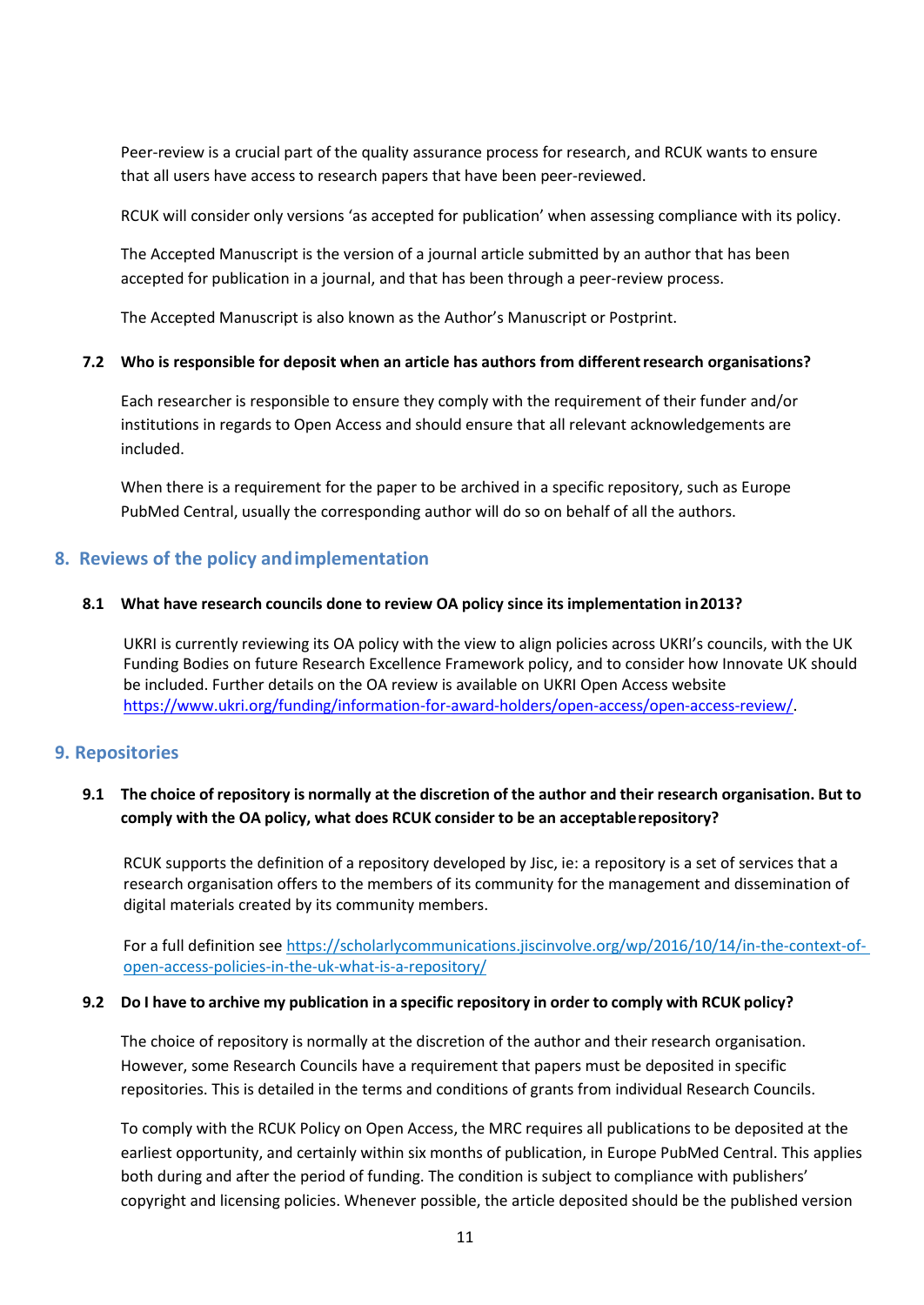Peer-review is a crucial part of the quality assurance process for research, and RCUK wants to ensure that all users have access to research papers that have been peer-reviewed.

RCUK will consider only versions 'as accepted for publication' when assessing compliance with its policy.

The Accepted Manuscript is the version of a journal article submitted by an author that has been accepted for publication in a journal, and that has been through a peer-review process.

The Accepted Manuscript is also known as the Author's Manuscript or Postprint.

### 7.2 Who is responsible for deposit when an article has authors from different research organisations?

Each researcher is responsible to ensure they comply with the requirement of their funder and/or institutions in regards to Open Access and should ensure that all relevant acknowledgements are included.

When there is a requirement for the paper to be archived in a specific repository, such as Europe PubMed Central, usually the corresponding author will do so on behalf of all the authors.

## 8. Reviews of the policy and implementation

### 8.1 What have research councils done to review OA policy since its implementation in 2013?

UKRI is currently reviewing its OA policy with the view to align policies across UKRI's councils, with the UK Funding Bodies on future Research Excellence Framework policy, and to consider how Innovate UK should be included. Further details on the OA review is available on UKRI Open Access website https://www.ukri.org/funding/information-for-award-holders/open-access/open-access-review/.

## 9. Repositories

### 9.1 The choice of repository is normally at the discretion of the author and their research organisation. But to comply with the OA policy, what does RCUK consider to be an acceptable repository?

RCUK supports the definition of a repository developed by Jisc, ie: a repository is a set of services that a research organisation offers to the members of its community for the management and dissemination of digital materials created by its community members.

For a full definition see https://scholarlycommunications.jiscinvolve.org/wp/2016/10/14/in-the-context-of-open-access-policies-in-the-uk-what-is-a-repository/

### 9.2 Do I have to archive my publication in a specific repository in order to comply with RCUK policy?

The choice of repository is normally at the discretion of the author and their research organisation. However, some Research Councils have a requirement that papers must be deposited in specific repositories. This is detailed in the terms and conditions of grants from individual Research Councils.

To comply with the RCUK Policy on Open Access, the MRC requires all publications to be deposited at the earliest opportunity, and certainly within six months of publication, in Europe PubMed Central. This applies both during and after the period of funding. The condition is subject to compliance with publishers' copyright and licensing policies. Whenever possible, the article deposited should be the published version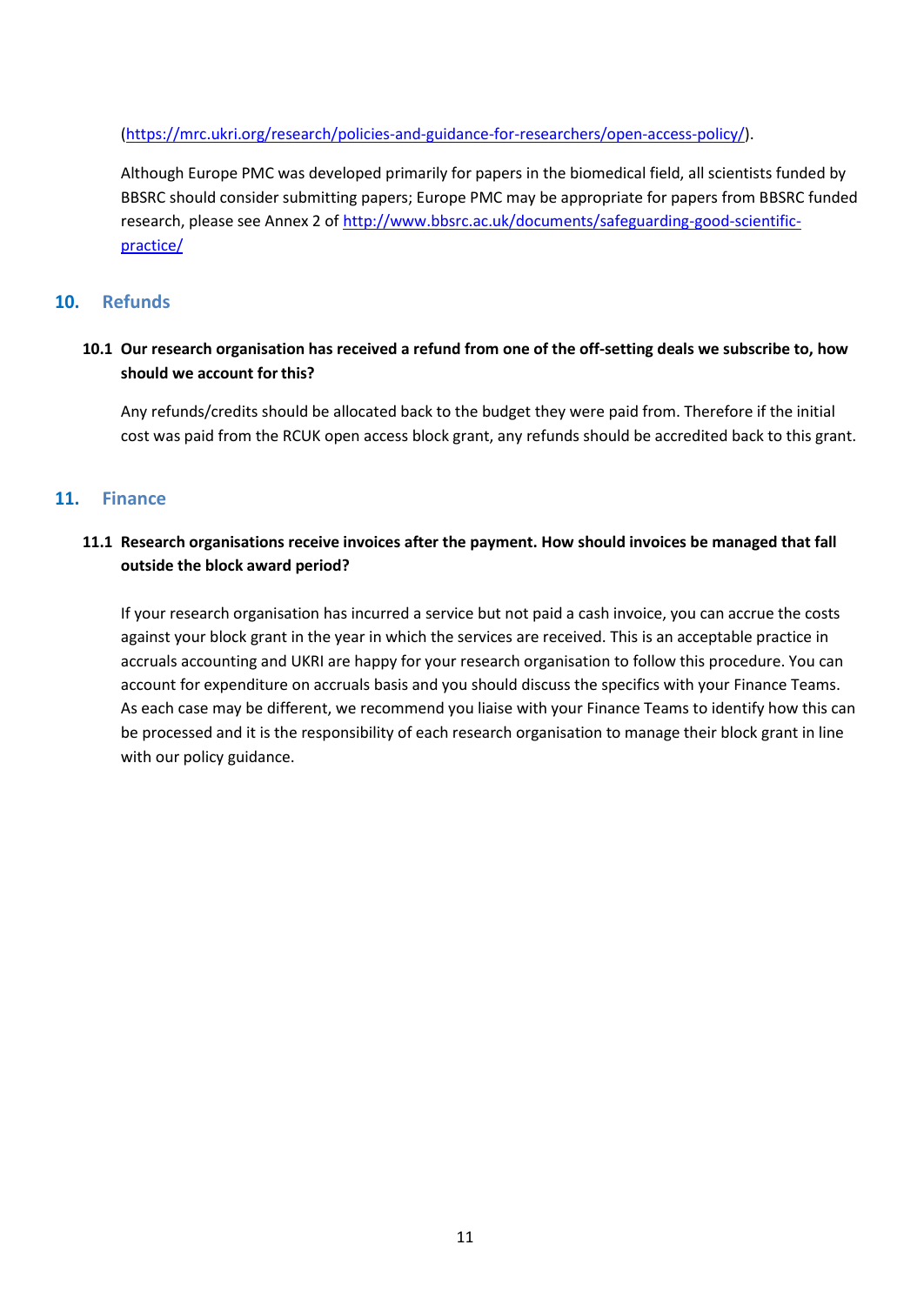(https://mrc.ukri.org/research/policies-and-guidance-for-researchers/open-access-policy/).

Although Europe PMC was developed primarily for papers in the biomedical field, all scientists funded by BBSRC should consider submitting papers; Europe PMC may be appropriate for papers from BBSRC funded research, please see Annex 2 of http://www.bbsrc.ac.uk/documents/safeguarding-good-scientific-practice/

## 10. Refunds

### 10.1 Our research organisation has received a refund from one of the off-setting deals we subscribe to, how should we account for this?

Any refunds/credits should be allocated back to the budget they were paid from. Therefore if the initial cost was paid from the RCUK open access block grant, any refunds should be accredited back to this grant.

## 11. Finance

### 11.1 Research organisations receive invoices after the payment. How should invoices be managed that fall outside the block award period?

If your research organisation has incurred a service but not paid a cash invoice, you can accrue the costs against your block grant in the year in which the services are received. This is an acceptable practice in accruals accounting and UKRI are happy for your research organisation to follow this procedure. You can account for expenditure on accruals basis and you should discuss the specifics with your Finance Teams. As each case may be different, we recommend you liaise with your Finance Teams to identify how this can be processed and it is the responsibility of each research organisation to manage their block grant in line with our policy guidance.